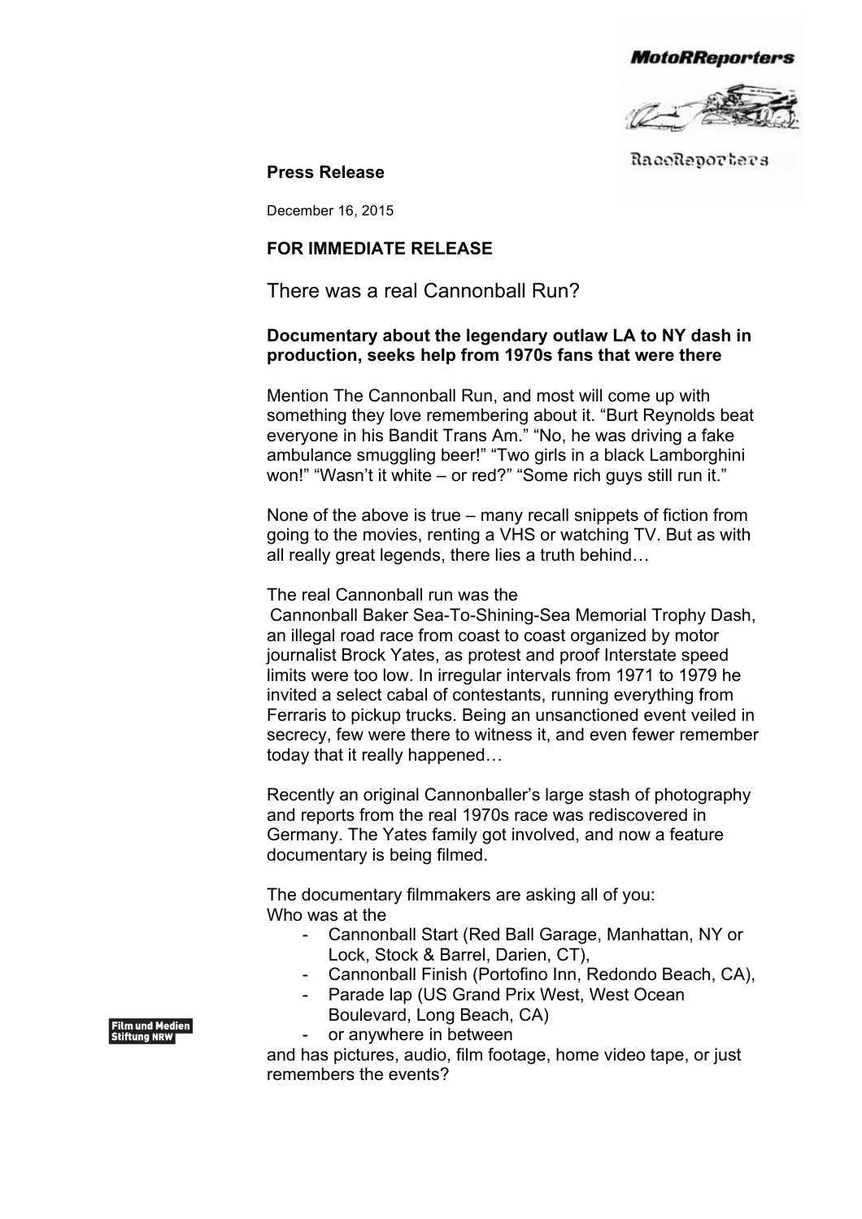MotoRReporters

RaceReporters

**Press Release**

December 16, 2015

**FOR IMMEDIATE RELEASE**

# There was a real Cannonball Run?

**Documentary about the legendary outlaw LA to NY dash in production, seeks help from 1970s fans that were there**

Mention The Cannonball Run, and most will come up with something they love remembering about it. “Burt Reynolds beat everyone in his Bandit Trans Am.” “No, he was driving a fake ambulance smuggling beer!” “Two girls in a black Lamborghini won!” “Wasn’t it white – or red?” “Some rich guys still run it.”

None of the above is true – many recall snippets of fiction from going to the movies, renting a VHS or watching TV. But as with all really great legends, there lies a truth behind…

The real Cannonball run was the Cannonball Baker Sea-To-Shining-Sea Memorial Trophy Dash, an illegal road race from coast to coast organized by motor journalist Brock Yates, as protest and proof Interstate speed limits were too low. In irregular intervals from 1971 to 1979 he invited a select cabal of contestants, running everything from Ferraris to pickup trucks. Being an unsanctioned event veiled in secrecy, few were there to witness it, and even fewer remember today that it really happened…

Recently an original Cannonballer’s large stash of photography and reports from the real 1970s race was rediscovered in Germany. The Yates family got involved, and now a feature documentary is being filmed.

The documentary filmmakers are asking all of you:
Who was at the

- Cannonball Start (Red Ball Garage, Manhattan, NY or Lock, Stock & Barrel, Darien, CT),
- Cannonball Finish (Portofino Inn, Redondo Beach, CA),
- Parade lap (US Grand Prix West, West Ocean Boulevard, Long Beach, CA)
- or anywhere in between

and has pictures, audio, film footage, home video tape, or just remembers the events?

Film und Medien Stiftung NRW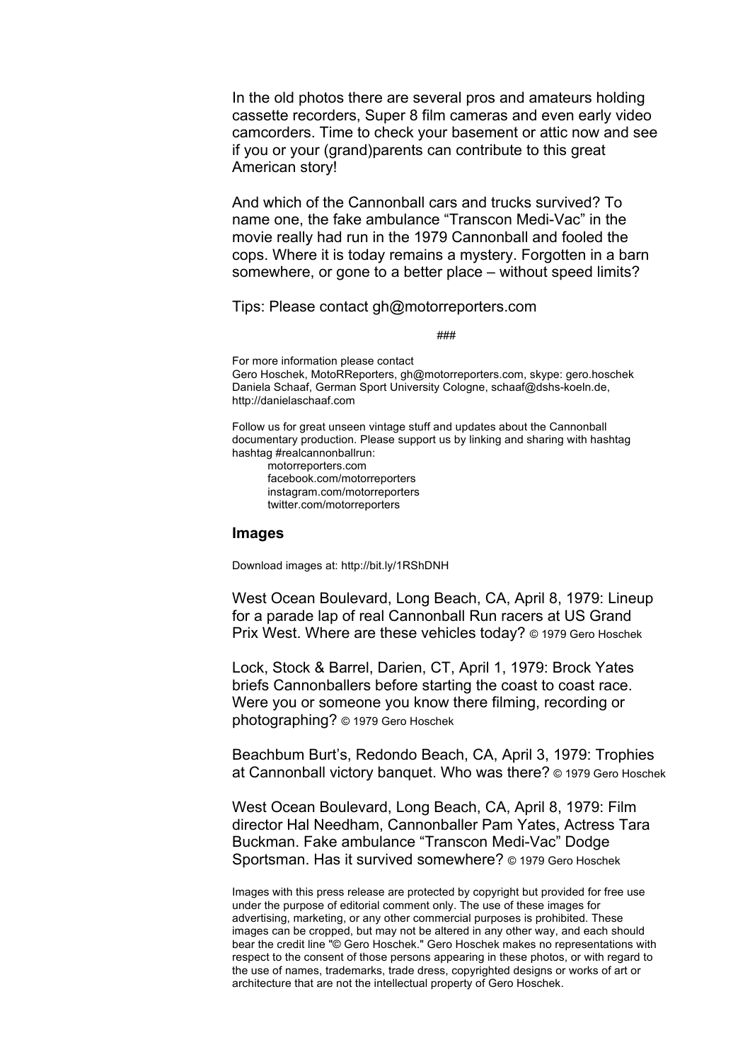In the old photos there are several pros and amateurs holding cassette recorders, Super 8 film cameras and even early video camcorders. Time to check your basement or attic now and see if you or your (grand)parents can contribute to this great American story!

And which of the Cannonball cars and trucks survived? To name one, the fake ambulance "Transcon Medi-Vac" in the movie really had run in the 1979 Cannonball and fooled the cops. Where it is today remains a mystery. Forgotten in a barn somewhere, or gone to a better place – without speed limits?

Tips: Please contact gh@motorreporters.com

###

For more information please contact
Gero Hoschek, MotoRReporters, gh@motorreporters.com, skype: gero.hoschek
Daniela Schaaf, German Sport University Cologne, schaaf@dshs-koeln.de, http://danielaschaaf.com

Follow us for great unseen vintage stuff and updates about the Cannonball documentary production. Please support us by linking and sharing with hashtag hashtag #realcannonballrun:

- motorreporters.com
- facebook.com/motorreporters
- instagram.com/motorreporters
- twitter.com/motorreporters

### Images

Download images at: http://bit.ly/1RShDNH

West Ocean Boulevard, Long Beach, CA, April 8, 1979: Lineup for a parade lap of real Cannonball Run racers at US Grand Prix West. Where are these vehicles today? © 1979 Gero Hoschek

Lock, Stock & Barrel, Darien, CT, April 1, 1979: Brock Yates briefs Cannonballers before starting the coast to coast race. Were you or someone you know there filming, recording or photographing? © 1979 Gero Hoschek

Beachbum Burt's, Redondo Beach, CA, April 3, 1979: Trophies at Cannonball victory banquet. Who was there? © 1979 Gero Hoschek

West Ocean Boulevard, Long Beach, CA, April 8, 1979: Film director Hal Needham, Cannonballer Pam Yates, Actress Tara Buckman. Fake ambulance "Transcon Medi-Vac" Dodge Sportsman. Has it survived somewhere? © 1979 Gero Hoschek

Images with this press release are protected by copyright but provided for free use under the purpose of editorial comment only. The use of these images for advertising, marketing, or any other commercial purposes is prohibited. These images can be cropped, but may not be altered in any other way, and each should bear the credit line "© Gero Hoschek." Gero Hoschek makes no representations with respect to the consent of those persons appearing in these photos, or with regard to the use of names, trademarks, trade dress, copyrighted designs or works of art or architecture that are not the intellectual property of Gero Hoschek.